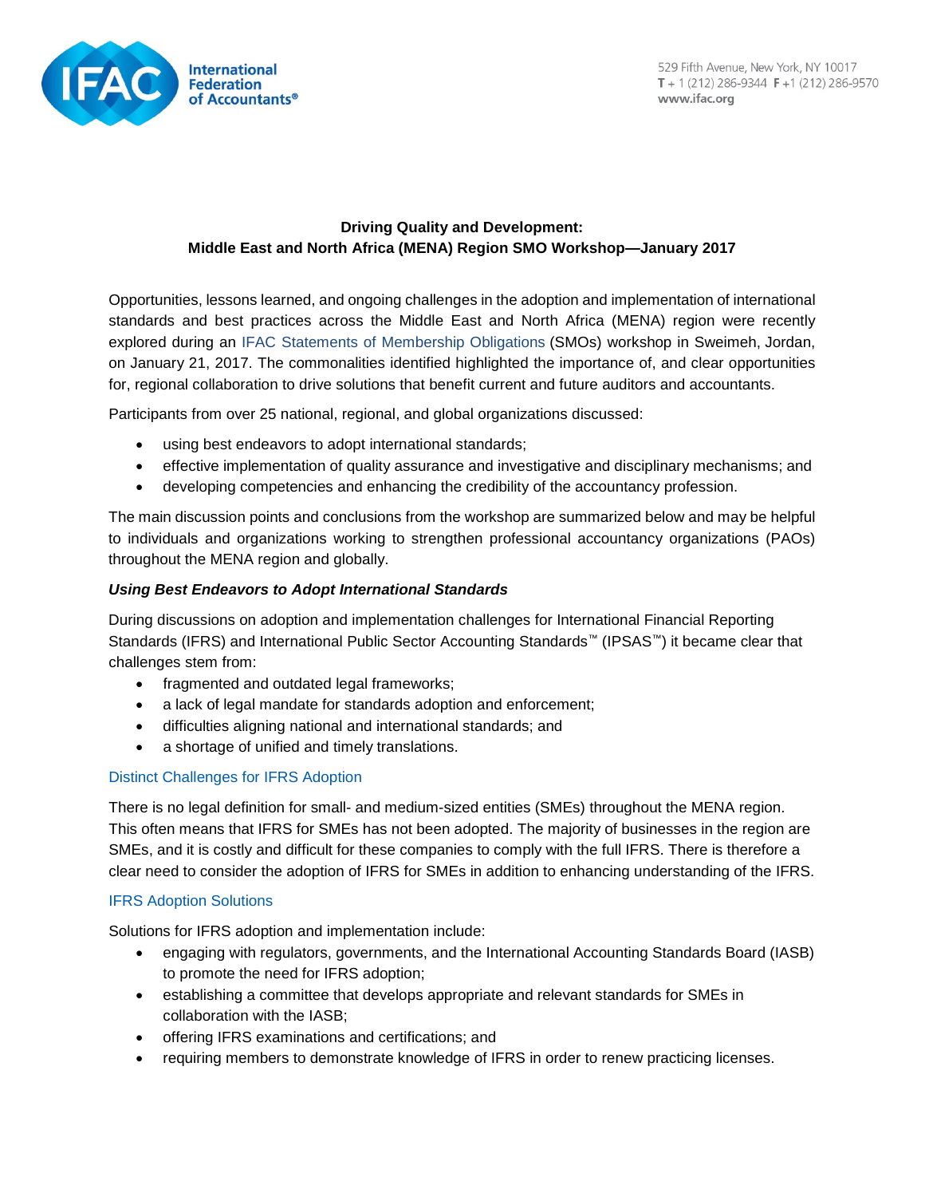International Federation of Accountants®

529 Fifth Avenue, New York, NY 10017
T + 1 (212) 286-9344 F +1 (212) 286-9570
www.ifac.org

## Driving Quality and Development: Middle East and North Africa (MENA) Region SMO Workshop—January 2017

Opportunities, lessons learned, and ongoing challenges in the adoption and implementation of international standards and best practices across the Middle East and North Africa (MENA) region were recently explored during an IFAC Statements of Membership Obligations (SMOs) workshop in Sweimeh, Jordan, on January 21, 2017. The commonalities identified highlighted the importance of, and clear opportunities for, regional collaboration to drive solutions that benefit current and future auditors and accountants.

Participants from over 25 national, regional, and global organizations discussed:

- using best endeavors to adopt international standards;
- effective implementation of quality assurance and investigative and disciplinary mechanisms; and
- developing competencies and enhancing the credibility of the accountancy profession.

The main discussion points and conclusions from the workshop are summarized below and may be helpful to individuals and organizations working to strengthen professional accountancy organizations (PAOs) throughout the MENA region and globally.

### *Using Best Endeavors to Adopt International Standards*

During discussions on adoption and implementation challenges for International Financial Reporting Standards (IFRS) and International Public Sector Accounting Standards™ (IPSAS™) it became clear that challenges stem from:

- fragmented and outdated legal frameworks;
- a lack of legal mandate for standards adoption and enforcement;
- difficulties aligning national and international standards; and
- a shortage of unified and timely translations.

#### Distinct Challenges for IFRS Adoption

There is no legal definition for small- and medium-sized entities (SMEs) throughout the MENA region. This often means that IFRS for SMEs has not been adopted. The majority of businesses in the region are SMEs, and it is costly and difficult for these companies to comply with the full IFRS. There is therefore a clear need to consider the adoption of IFRS for SMEs in addition to enhancing understanding of the IFRS.

#### IFRS Adoption Solutions

Solutions for IFRS adoption and implementation include:

- engaging with regulators, governments, and the International Accounting Standards Board (IASB) to promote the need for IFRS adoption;
- establishing a committee that develops appropriate and relevant standards for SMEs in collaboration with the IASB;
- offering IFRS examinations and certifications; and
- requiring members to demonstrate knowledge of IFRS in order to renew practicing licenses.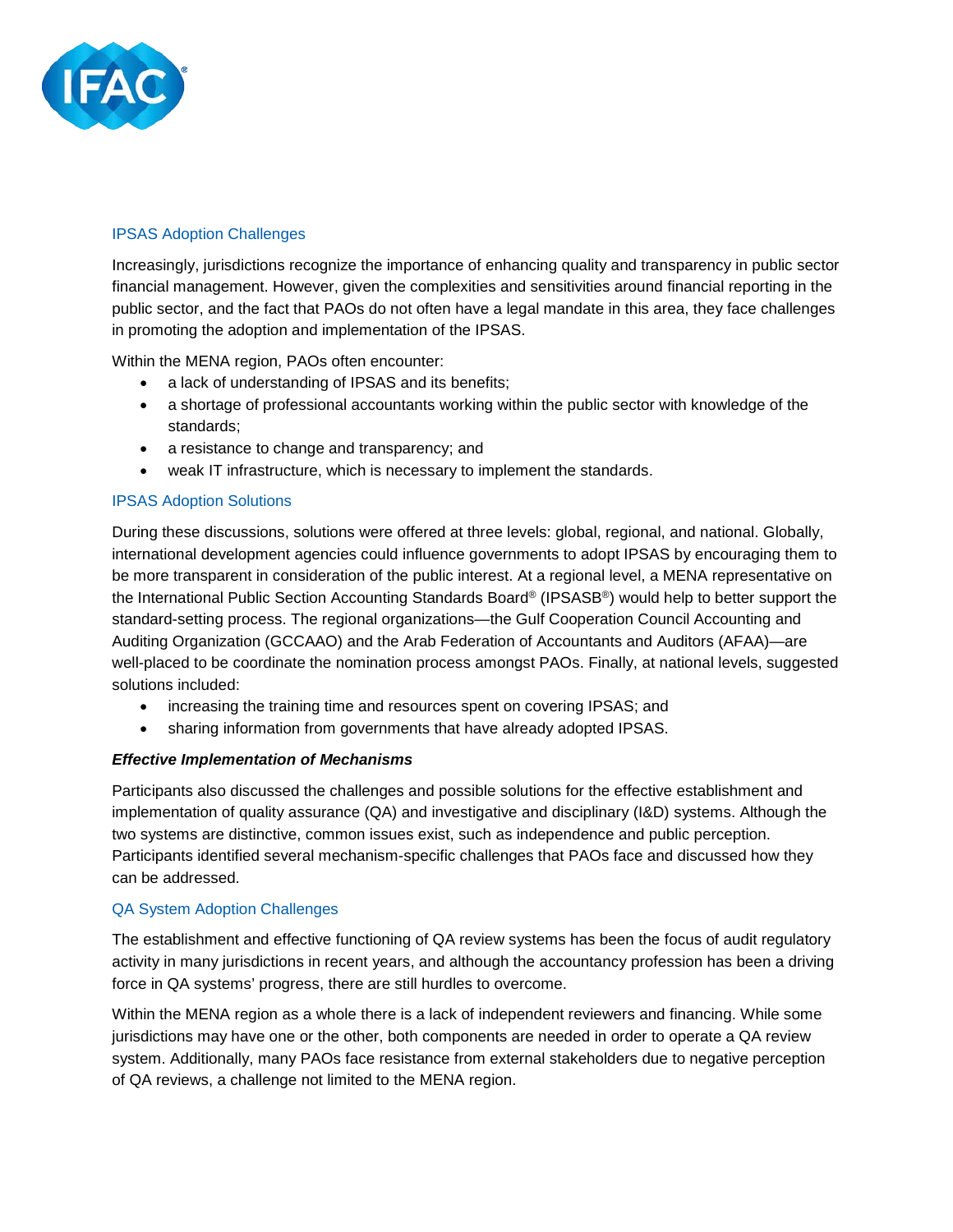### IPSAS Adoption Challenges

Increasingly, jurisdictions recognize the importance of enhancing quality and transparency in public sector financial management. However, given the complexities and sensitivities around financial reporting in the public sector, and the fact that PAOs do not often have a legal mandate in this area, they face challenges in promoting the adoption and implementation of the IPSAS.

Within the MENA region, PAOs often encounter:

- a lack of understanding of IPSAS and its benefits;
- a shortage of professional accountants working within the public sector with knowledge of the standards;
- a resistance to change and transparency; and
- weak IT infrastructure, which is necessary to implement the standards.

### IPSAS Adoption Solutions

During these discussions, solutions were offered at three levels: global, regional, and national. Globally, international development agencies could influence governments to adopt IPSAS by encouraging them to be more transparent in consideration of the public interest. At a regional level, a MENA representative on the International Public Section Accounting Standards Board® (IPSASB®) would help to better support the standard-setting process. The regional organizations—the Gulf Cooperation Council Accounting and Auditing Organization (GCCAAO) and the Arab Federation of Accountants and Auditors (AFAA)—are well-placed to be coordinate the nomination process amongst PAOs. Finally, at national levels, suggested solutions included:

- increasing the training time and resources spent on covering IPSAS; and
- sharing information from governments that have already adopted IPSAS.

## *Effective Implementation of Mechanisms*

Participants also discussed the challenges and possible solutions for the effective establishment and implementation of quality assurance (QA) and investigative and disciplinary (I&D) systems. Although the two systems are distinctive, common issues exist, such as independence and public perception. Participants identified several mechanism-specific challenges that PAOs face and discussed how they can be addressed.

### QA System Adoption Challenges

The establishment and effective functioning of QA review systems has been the focus of audit regulatory activity in many jurisdictions in recent years, and although the accountancy profession has been a driving force in QA systems' progress, there are still hurdles to overcome.

Within the MENA region as a whole there is a lack of independent reviewers and financing. While some jurisdictions may have one or the other, both components are needed in order to operate a QA review system. Additionally, many PAOs face resistance from external stakeholders due to negative perception of QA reviews, a challenge not limited to the MENA region.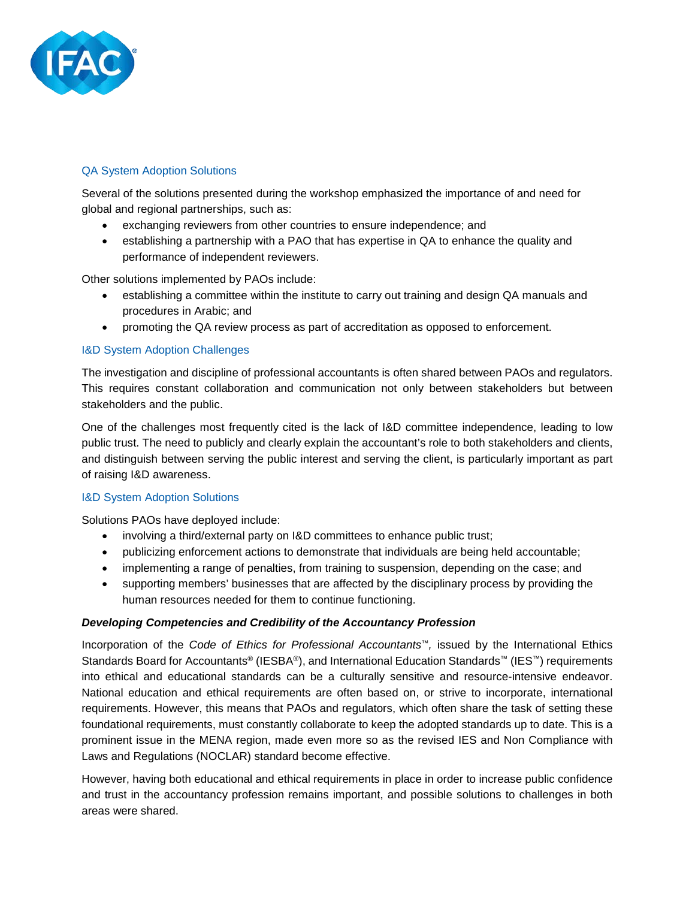### QA System Adoption Solutions

Several of the solutions presented during the workshop emphasized the importance of and need for global and regional partnerships, such as:

- exchanging reviewers from other countries to ensure independence; and
- establishing a partnership with a PAO that has expertise in QA to enhance the quality and performance of independent reviewers.

Other solutions implemented by PAOs include:

- establishing a committee within the institute to carry out training and design QA manuals and procedures in Arabic; and
- promoting the QA review process as part of accreditation as opposed to enforcement.

### I&D System Adoption Challenges

The investigation and discipline of professional accountants is often shared between PAOs and regulators. This requires constant collaboration and communication not only between stakeholders but between stakeholders and the public.

One of the challenges most frequently cited is the lack of I&D committee independence, leading to low public trust. The need to publicly and clearly explain the accountant's role to both stakeholders and clients, and distinguish between serving the public interest and serving the client, is particularly important as part of raising I&D awareness.

### I&D System Adoption Solutions

Solutions PAOs have deployed include:

- involving a third/external party on I&D committees to enhance public trust;
- publicizing enforcement actions to demonstrate that individuals are being held accountable;
- implementing a range of penalties, from training to suspension, depending on the case; and
- supporting members' businesses that are affected by the disciplinary process by providing the human resources needed for them to continue functioning.

***Developing Competencies and Credibility of the Accountancy Profession***

Incorporation of the *Code of Ethics for Professional Accountants*™, issued by the International Ethics Standards Board for Accountants® (IESBA®), and International Education Standards™ (IES™) requirements into ethical and educational standards can be a culturally sensitive and resource-intensive endeavor. National education and ethical requirements are often based on, or strive to incorporate, international requirements. However, this means that PAOs and regulators, which often share the task of setting these foundational requirements, must constantly collaborate to keep the adopted standards up to date. This is a prominent issue in the MENA region, made even more so as the revised IES and Non Compliance with Laws and Regulations (NOCLAR) standard become effective.

However, having both educational and ethical requirements in place in order to increase public confidence and trust in the accountancy profession remains important, and possible solutions to challenges in both areas were shared.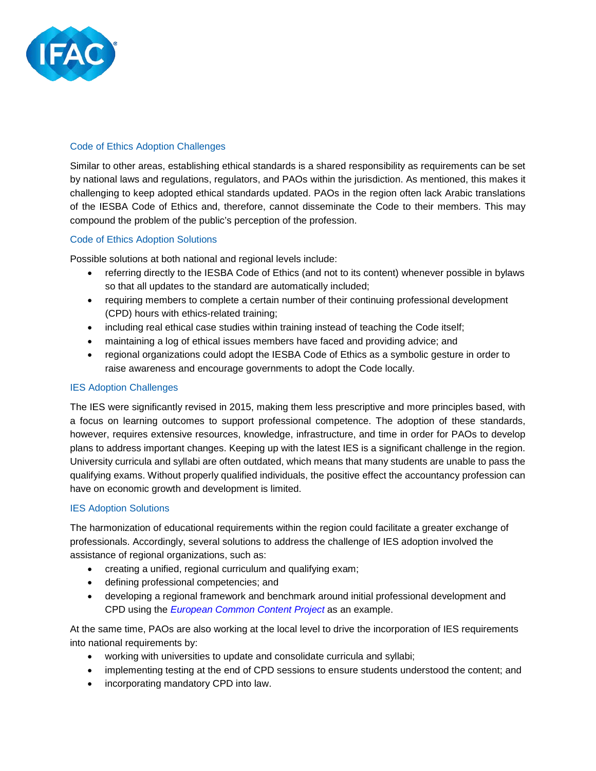### Code of Ethics Adoption Challenges

Similar to other areas, establishing ethical standards is a shared responsibility as requirements can be set by national laws and regulations, regulators, and PAOs within the jurisdiction. As mentioned, this makes it challenging to keep adopted ethical standards updated. PAOs in the region often lack Arabic translations of the IESBA Code of Ethics and, therefore, cannot disseminate the Code to their members. This may compound the problem of the public's perception of the profession.

### Code of Ethics Adoption Solutions

Possible solutions at both national and regional levels include:

- referring directly to the IESBA Code of Ethics (and not to its content) whenever possible in bylaws so that all updates to the standard are automatically included;
- requiring members to complete a certain number of their continuing professional development (CPD) hours with ethics-related training;
- including real ethical case studies within training instead of teaching the Code itself;
- maintaining a log of ethical issues members have faced and providing advice; and
- regional organizations could adopt the IESBA Code of Ethics as a symbolic gesture in order to raise awareness and encourage governments to adopt the Code locally.

### IES Adoption Challenges

The IES were significantly revised in 2015, making them less prescriptive and more principles based, with a focus on learning outcomes to support professional competence. The adoption of these standards, however, requires extensive resources, knowledge, infrastructure, and time in order for PAOs to develop plans to address important changes. Keeping up with the latest IES is a significant challenge in the region. University curricula and syllabi are often outdated, which means that many students are unable to pass the qualifying exams. Without properly qualified individuals, the positive effect the accountancy profession can have on economic growth and development is limited.

### IES Adoption Solutions

The harmonization of educational requirements within the region could facilitate a greater exchange of professionals. Accordingly, several solutions to address the challenge of IES adoption involved the assistance of regional organizations, such as:

- creating a unified, regional curriculum and qualifying exam;
- defining professional competencies; and
- developing a regional framework and benchmark around initial professional development and CPD using the *European Common Content Project* as an example.

At the same time, PAOs are also working at the local level to drive the incorporation of IES requirements into national requirements by:

- working with universities to update and consolidate curricula and syllabi;
- implementing testing at the end of CPD sessions to ensure students understood the content; and
- incorporating mandatory CPD into law.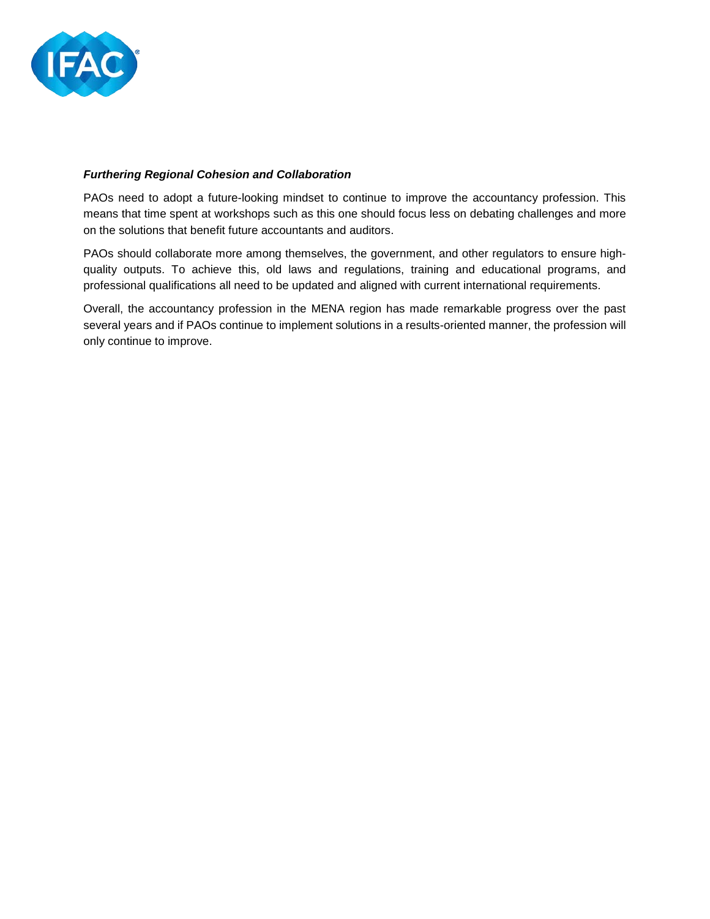***Furthering Regional Cohesion and Collaboration***

PAOs need to adopt a future-looking mindset to continue to improve the accountancy profession. This means that time spent at workshops such as this one should focus less on debating challenges and more on the solutions that benefit future accountants and auditors.

PAOs should collaborate more among themselves, the government, and other regulators to ensure high-quality outputs. To achieve this, old laws and regulations, training and educational programs, and professional qualifications all need to be updated and aligned with current international requirements.

Overall, the accountancy profession in the MENA region has made remarkable progress over the past several years and if PAOs continue to implement solutions in a results-oriented manner, the profession will only continue to improve.